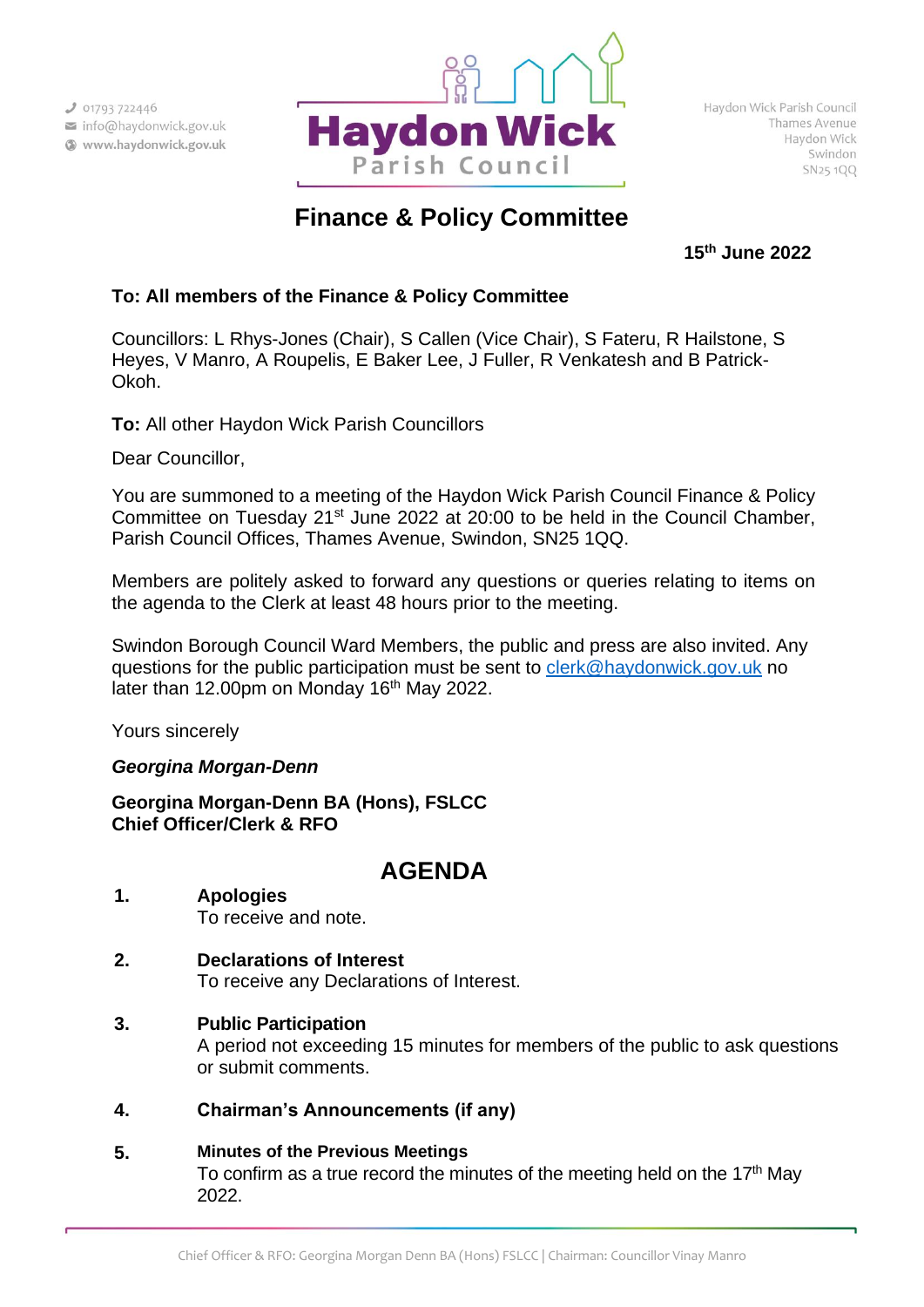01793 722446
info@haydonwick.gov.uk
www.haydonwick.gov.uk

**Haydon Wick Parish Council**

Haydon Wick Parish Council
Thames Avenue
Haydon Wick
Swindon
SN25 1QQ

# Finance & Policy Committee

**15th June 2022**

**To: All members of the Finance & Policy Committee**

Councillors: L Rhys-Jones (Chair), S Callen (Vice Chair), S Fateru, R Hailstone, S Heyes, V Manro, A Roupelis, E Baker Lee, J Fuller, R Venkatesh and B Patrick-Okoh.

**To:** All other Haydon Wick Parish Councillors

Dear Councillor,

You are summoned to a meeting of the Haydon Wick Parish Council Finance & Policy Committee on Tuesday 21st June 2022 at 20:00 to be held in the Council Chamber, Parish Council Offices, Thames Avenue, Swindon, SN25 1QQ.

Members are politely asked to forward any questions or queries relating to items on the agenda to the Clerk at least 48 hours prior to the meeting.

Swindon Borough Council Ward Members, the public and press are also invited. Any questions for the public participation must be sent to clerk@haydonwick.gov.uk no later than 12.00pm on Monday 16th May 2022.

Yours sincerely

***Georgina Morgan-Denn***

**Georgina Morgan-Denn BA (Hons), FSLCC**
**Chief Officer/Clerk & RFO**

## AGENDA

**1. Apologies**
To receive and note.

**2. Declarations of Interest**
To receive any Declarations of Interest.

**3. Public Participation**
A period not exceeding 15 minutes for members of the public to ask questions or submit comments.

**4. Chairman's Announcements (if any)**

**5. Minutes of the Previous Meetings**
To confirm as a true record the minutes of the meeting held on the 17th May 2022.

Chief Officer & RFO: Georgina Morgan Denn BA (Hons) FSLCC | Chairman: Councillor Vinay Manro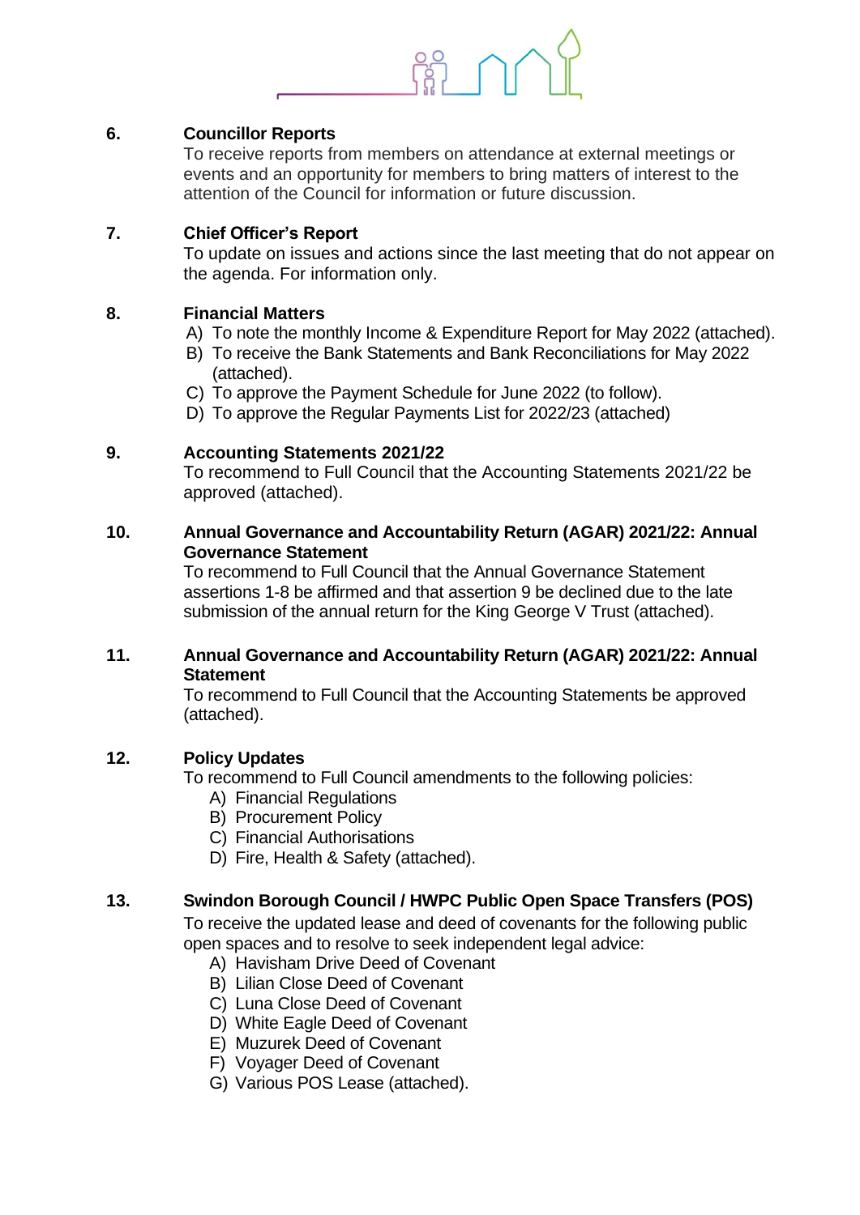## 6. Councillor Reports

To receive reports from members on attendance at external meetings or events and an opportunity for members to bring matters of interest to the attention of the Council for information or future discussion.

## 7. Chief Officer's Report

To update on issues and actions since the last meeting that do not appear on the agenda. For information only.

## 8. Financial Matters

A) To note the monthly Income & Expenditure Report for May 2022 (attached).
B) To receive the Bank Statements and Bank Reconciliations for May 2022 (attached).
C) To approve the Payment Schedule for June 2022 (to follow).
D) To approve the Regular Payments List for 2022/23 (attached)

## 9. Accounting Statements 2021/22

To recommend to Full Council that the Accounting Statements 2021/22 be approved (attached).

## 10. Annual Governance and Accountability Return (AGAR) 2021/22: Annual Governance Statement

To recommend to Full Council that the Annual Governance Statement assertions 1-8 be affirmed and that assertion 9 be declined due to the late submission of the annual return for the King George V Trust (attached).

## 11. Annual Governance and Accountability Return (AGAR) 2021/22: Annual Statement

To recommend to Full Council that the Accounting Statements be approved (attached).

## 12. Policy Updates

To recommend to Full Council amendments to the following policies:

A) Financial Regulations
B) Procurement Policy
C) Financial Authorisations
D) Fire, Health & Safety (attached).

## 13. Swindon Borough Council / HWPC Public Open Space Transfers (POS)

To receive the updated lease and deed of covenants for the following public open spaces and to resolve to seek independent legal advice:

A) Havisham Drive Deed of Covenant
B) Lilian Close Deed of Covenant
C) Luna Close Deed of Covenant
D) White Eagle Deed of Covenant
E) Muzurek Deed of Covenant
F) Voyager Deed of Covenant
G) Various POS Lease (attached).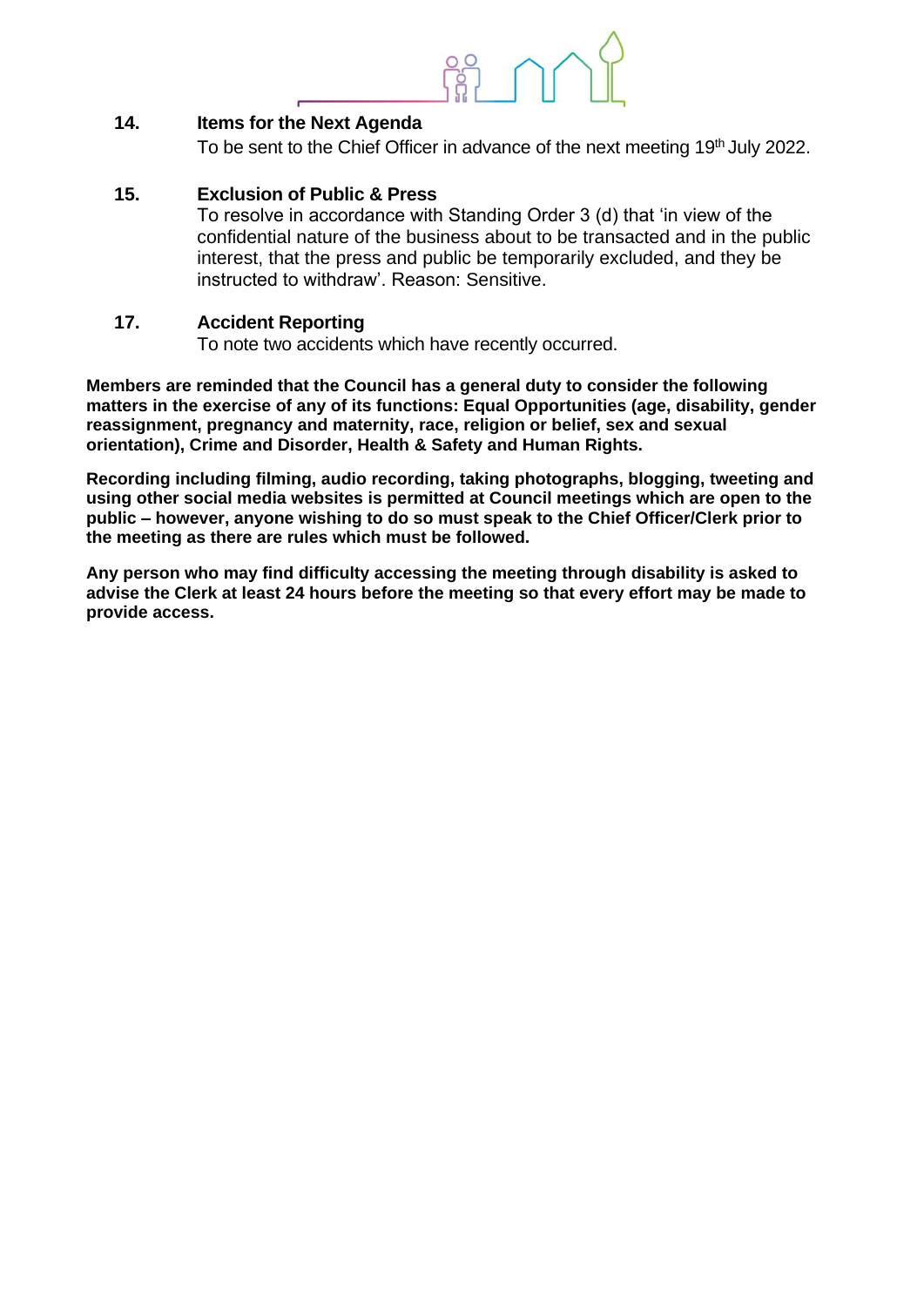**14. Items for the Next Agenda**

To be sent to the Chief Officer in advance of the next meeting 19th July 2022.

**15. Exclusion of Public & Press**

To resolve in accordance with Standing Order 3 (d) that 'in view of the confidential nature of the business about to be transacted and in the public interest, that the press and public be temporarily excluded, and they be instructed to withdraw'. Reason: Sensitive.

**17. Accident Reporting**

To note two accidents which have recently occurred.

**Members are reminded that the Council has a general duty to consider the following matters in the exercise of any of its functions: Equal Opportunities (age, disability, gender reassignment, pregnancy and maternity, race, religion or belief, sex and sexual orientation), Crime and Disorder, Health & Safety and Human Rights.**

**Recording including filming, audio recording, taking photographs, blogging, tweeting and using other social media websites is permitted at Council meetings which are open to the public – however, anyone wishing to do so must speak to the Chief Officer/Clerk prior to the meeting as there are rules which must be followed.**

**Any person who may find difficulty accessing the meeting through disability is asked to advise the Clerk at least 24 hours before the meeting so that every effort may be made to provide access.**